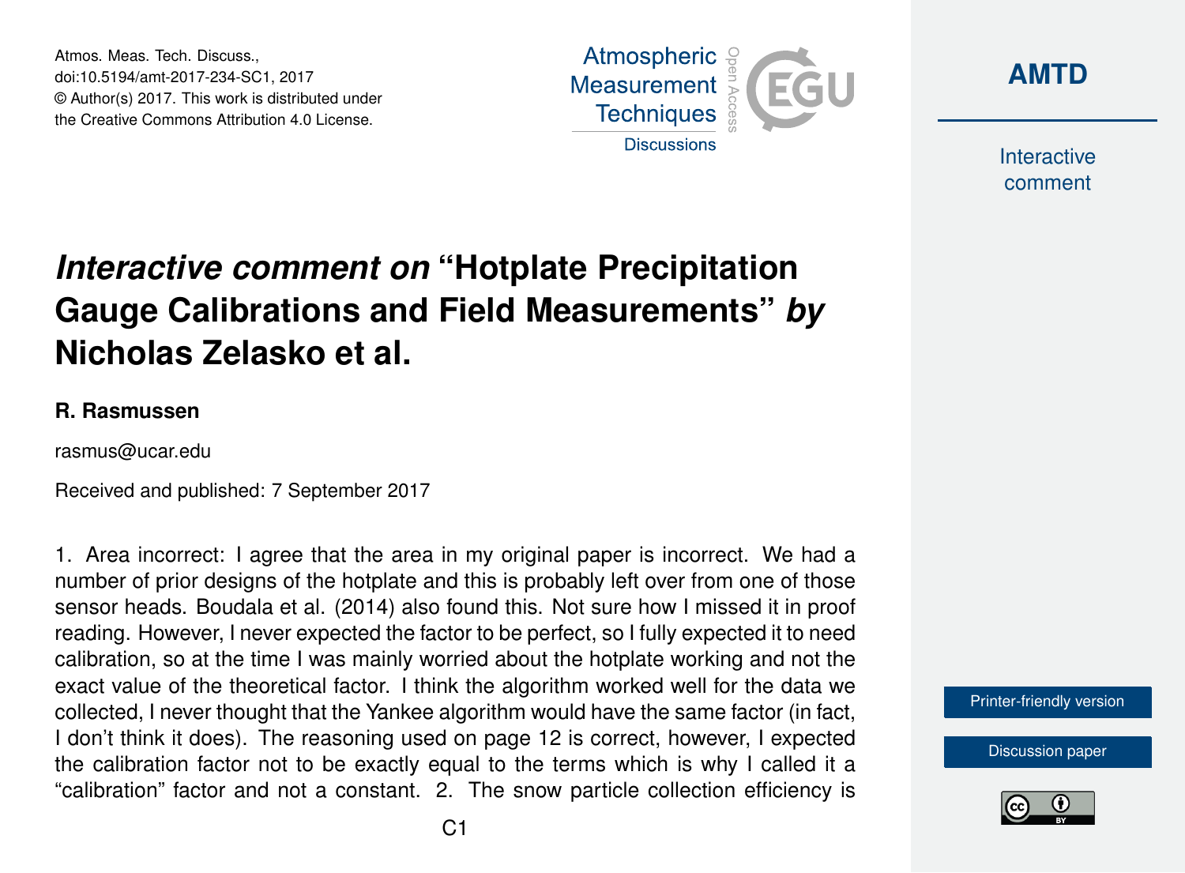Atmos. Meas. Tech. Discuss.,
doi:10.5194/amt-2017-234-SC1, 2017
© Author(s) 2017. This work is distributed under
the Creative Commons Attribution 4.0 License.

# *Interactive comment on* "Hotplate Precipitation Gauge Calibrations and Field Measurements" *by* Nicholas Zelasko et al.

### R. Rasmussen

rasmus@ucar.edu

Received and published: 7 September 2017

1. Area incorrect: I agree that the area in my original paper is incorrect. We had a number of prior designs of the hotplate and this is probably left over from one of those sensor heads. Boudala et al. (2014) also found this. Not sure how I missed it in proof reading. However, I never expected the factor to be perfect, so I fully expected it to need calibration, so at the time I was mainly worried about the hotplate working and not the exact value of the theoretical factor. I think the algorithm worked well for the data we collected, I never thought that the Yankee algorithm would have the same factor (in fact, I don't think it does). The reasoning used on page 12 is correct, however, I expected the calibration factor not to be exactly equal to the terms which is why I called it a "calibration" factor and not a constant. 2. The snow particle collection efficiency is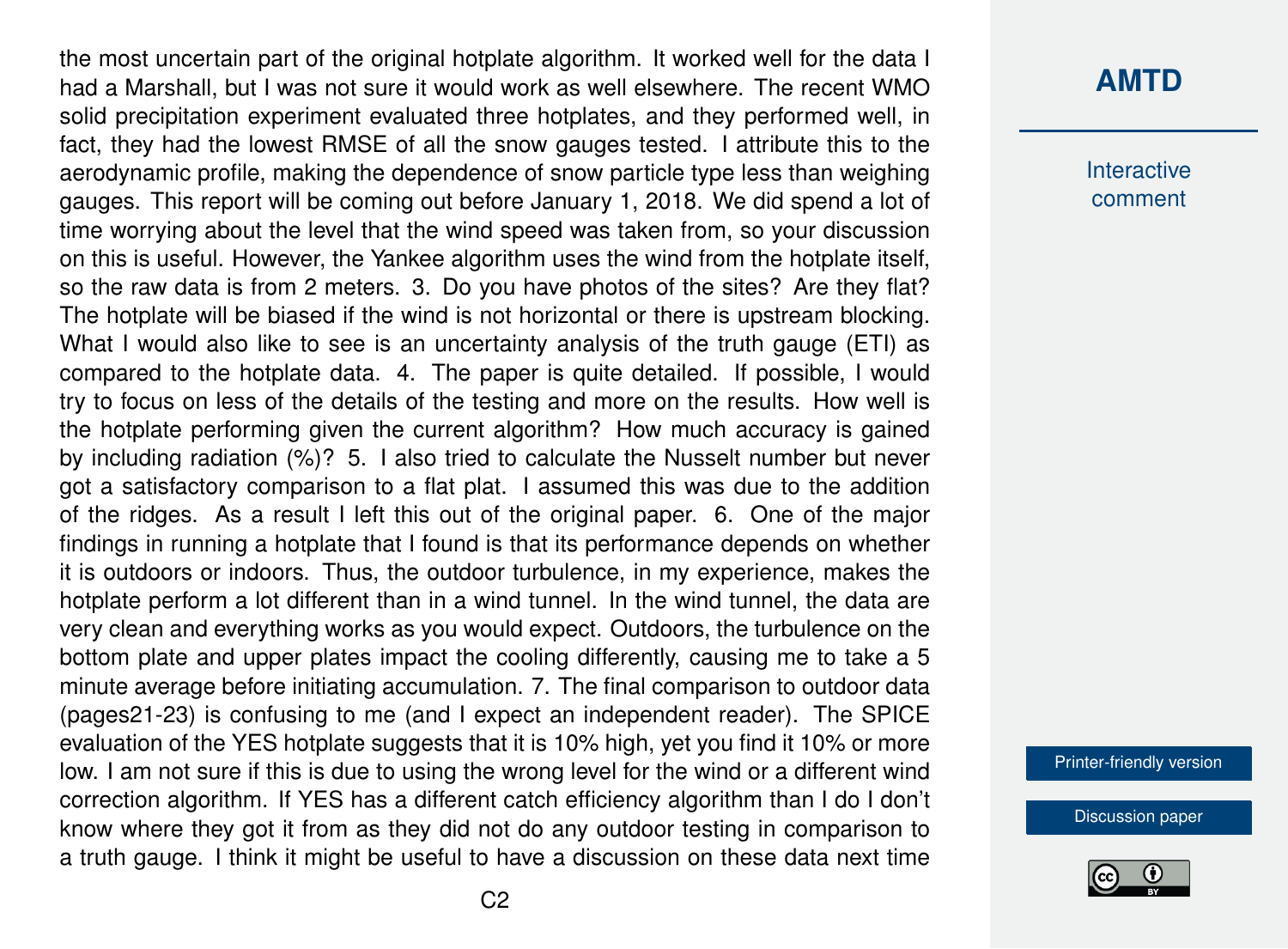the most uncertain part of the original hotplate algorithm. It worked well for the data I had a Marshall, but I was not sure it would work as well elsewhere. The recent WMO solid precipitation experiment evaluated three hotplates, and they performed well, in fact, they had the lowest RMSE of all the snow gauges tested. I attribute this to the aerodynamic profile, making the dependence of snow particle type less than weighing gauges. This report will be coming out before January 1, 2018. We did spend a lot of time worrying about the level that the wind speed was taken from, so your discussion on this is useful. However, the Yankee algorithm uses the wind from the hotplate itself, so the raw data is from 2 meters. 3. Do you have photos of the sites? Are they flat? The hotplate will be biased if the wind is not horizontal or there is upstream blocking. What I would also like to see is an uncertainty analysis of the truth gauge (ETI) as compared to the hotplate data. 4. The paper is quite detailed. If possible, I would try to focus on less of the details of the testing and more on the results. How well is the hotplate performing given the current algorithm? How much accuracy is gained by including radiation (%)? 5. I also tried to calculate the Nusselt number but never got a satisfactory comparison to a flat plat. I assumed this was due to the addition of the ridges. As a result I left this out of the original paper. 6. One of the major findings in running a hotplate that I found is that its performance depends on whether it is outdoors or indoors. Thus, the outdoor turbulence, in my experience, makes the hotplate perform a lot different than in a wind tunnel. In the wind tunnel, the data are very clean and everything works as you would expect. Outdoors, the turbulence on the bottom plate and upper plates impact the cooling differently, causing me to take a 5 minute average before initiating accumulation. 7. The final comparison to outdoor data (pages21-23) is confusing to me (and I expect an independent reader). The SPICE evaluation of the YES hotplate suggests that it is 10% high, yet you find it 10% or more low. I am not sure if this is due to using the wrong level for the wind or a different wind correction algorithm. If YES has a different catch efficiency algorithm than I do I don't know where they got it from as they did not do any outdoor testing in comparison to a truth gauge. I think it might be useful to have a discussion on these data next time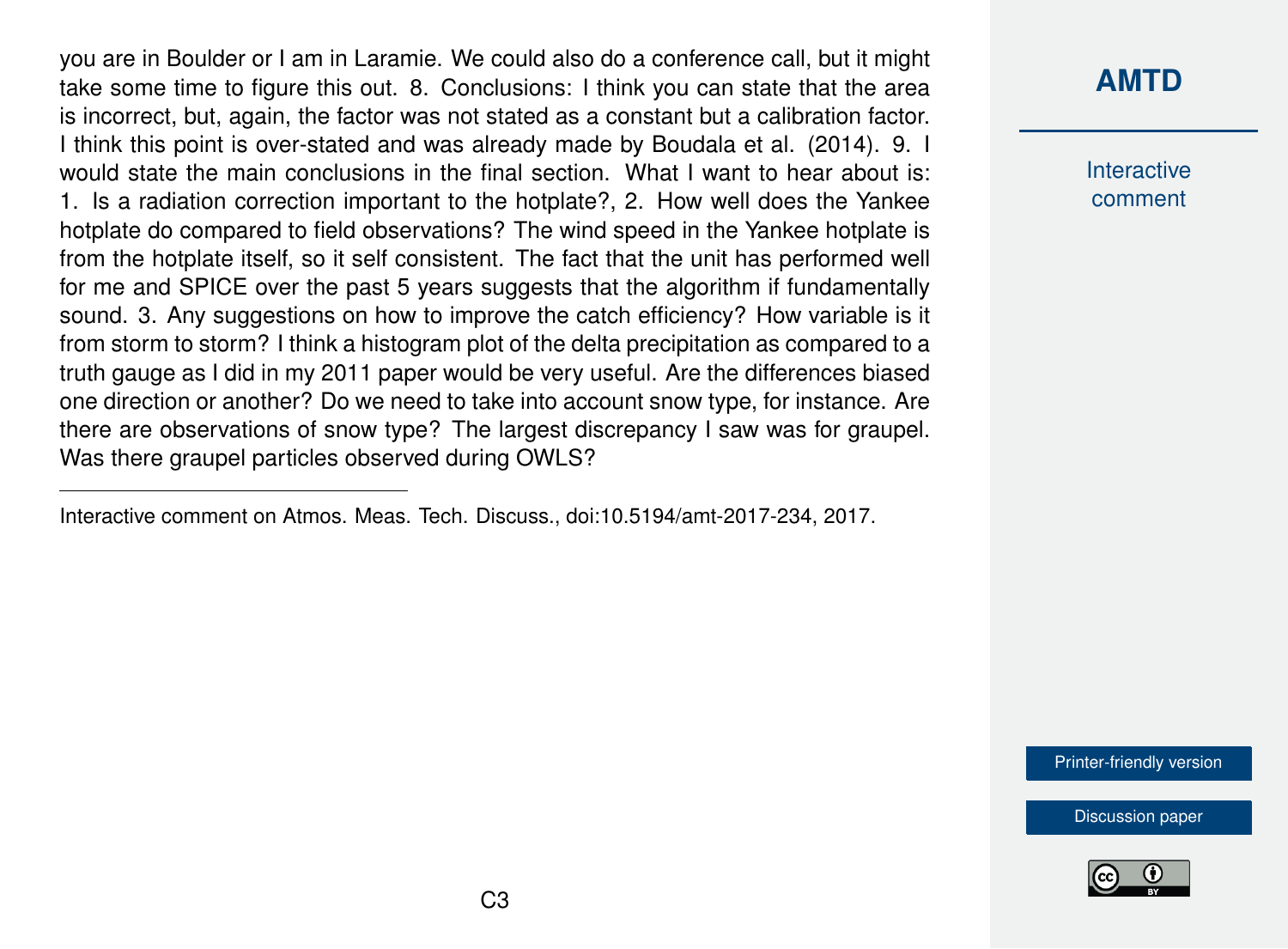you are in Boulder or I am in Laramie. We could also do a conference call, but it might take some time to figure this out. 8. Conclusions: I think you can state that the area is incorrect, but, again, the factor was not stated as a constant but a calibration factor. I think this point is over-stated and was already made by Boudala et al. (2014). 9. I would state the main conclusions in the final section. What I want to hear about is: 1. Is a radiation correction important to the hotplate?, 2. How well does the Yankee hotplate do compared to field observations? The wind speed in the Yankee hotplate is from the hotplate itself, so it self consistent. The fact that the unit has performed well for me and SPICE over the past 5 years suggests that the algorithm if fundamentally sound. 3. Any suggestions on how to improve the catch efficiency? How variable is it from storm to storm? I think a histogram plot of the delta precipitation as compared to a truth gauge as I did in my 2011 paper would be very useful. Are the differences biased one direction or another? Do we need to take into account snow type, for instance. Are there are observations of snow type? The largest discrepancy I saw was for graupel. Was there graupel particles observed during OWLS?

---

Interactive comment on Atmos. Meas. Tech. Discuss., doi:10.5194/amt-2017-234, 2017.